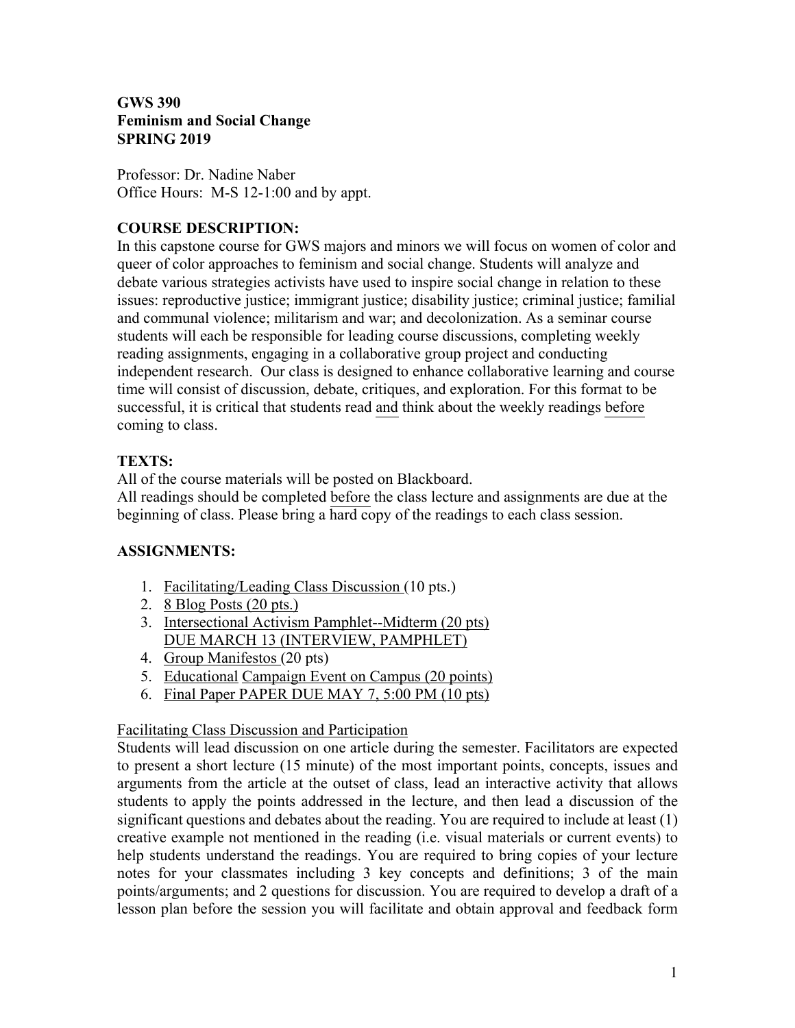**GWS 390**
**Feminism and Social Change**
**SPRING 2019**

Professor: Dr. Nadine Naber
Office Hours: M-S 12-1:00 and by appt.

## COURSE DESCRIPTION:

In this capstone course for GWS majors and minors we will focus on women of color and queer of color approaches to feminism and social change. Students will analyze and debate various strategies activists have used to inspire social change in relation to these issues: reproductive justice; immigrant justice; disability justice; criminal justice; familial and communal violence; militarism and war; and decolonization. As a seminar course students will each be responsible for leading course discussions, completing weekly reading assignments, engaging in a collaborative group project and conducting independent research. Our class is designed to enhance collaborative learning and course time will consist of discussion, debate, critiques, and exploration. For this format to be successful, it is critical that students read and think about the weekly readings before coming to class.

## TEXTS:

All of the course materials will be posted on Blackboard.
All readings should be completed before the class lecture and assignments are due at the beginning of class. Please bring a hard copy of the readings to each class session.

## ASSIGNMENTS:

1. Facilitating/Leading Class Discussion (10 pts.)
2. 8 Blog Posts (20 pts.)
3. Intersectional Activism Pamphlet--Midterm (20 pts)
   DUE MARCH 13 (INTERVIEW, PAMPHLET)
4. Group Manifestos (20 pts)
5. Educational Campaign Event on Campus (20 points)
6. Final Paper PAPER DUE MAY 7, 5:00 PM (10 pts)

Facilitating Class Discussion and Participation

Students will lead discussion on one article during the semester. Facilitators are expected to present a short lecture (15 minute) of the most important points, concepts, issues and arguments from the article at the outset of class, lead an interactive activity that allows students to apply the points addressed in the lecture, and then lead a discussion of the significant questions and debates about the reading. You are required to include at least (1) creative example not mentioned in the reading (i.e. visual materials or current events) to help students understand the readings. You are required to bring copies of your lecture notes for your classmates including 3 key concepts and definitions; 3 of the main points/arguments; and 2 questions for discussion. You are required to develop a draft of a lesson plan before the session you will facilitate and obtain approval and feedback form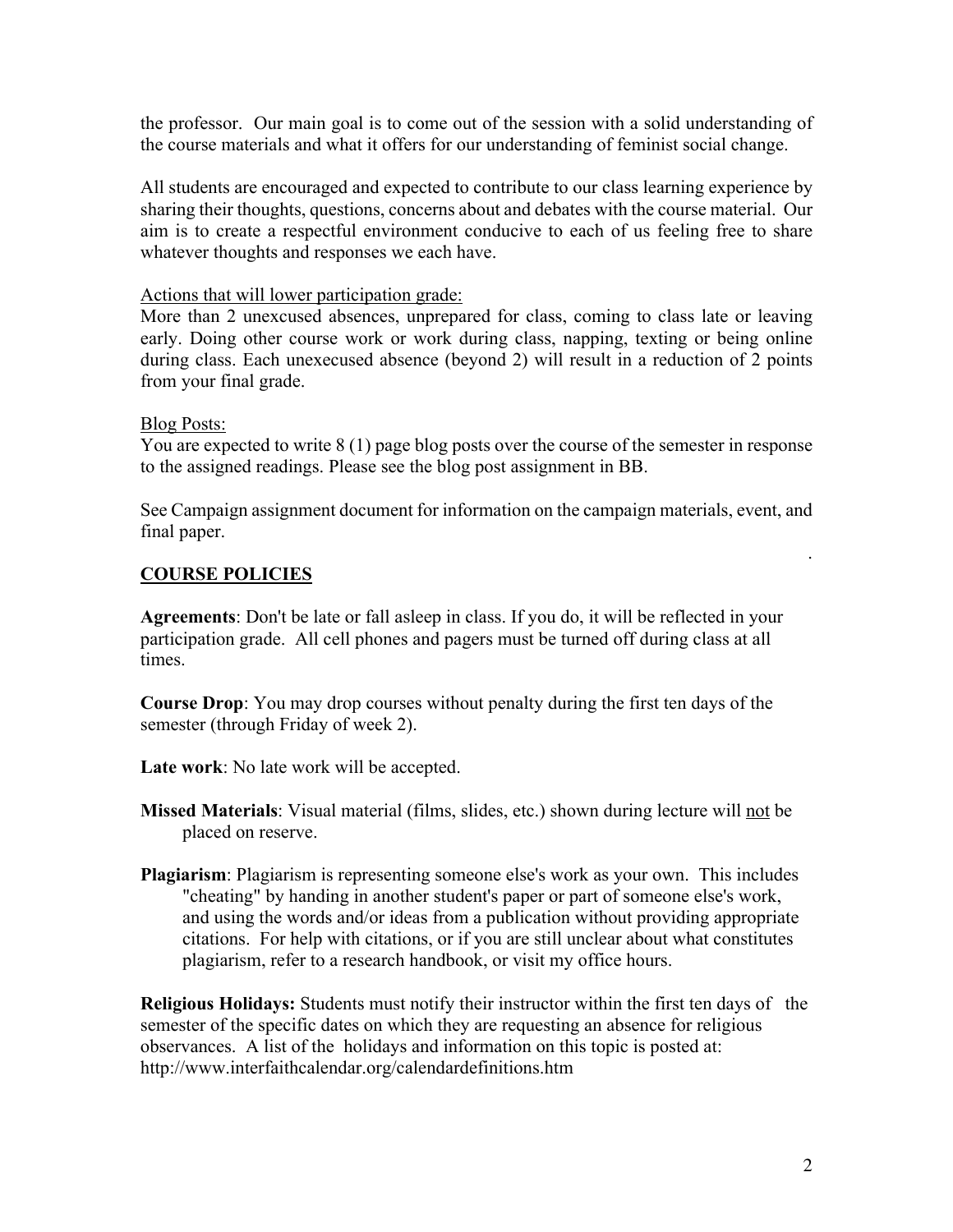the professor. Our main goal is to come out of the session with a solid understanding of the course materials and what it offers for our understanding of feminist social change.

All students are encouraged and expected to contribute to our class learning experience by sharing their thoughts, questions, concerns about and debates with the course material. Our aim is to create a respectful environment conducive to each of us feeling free to share whatever thoughts and responses we each have.

<u>Actions that will lower participation grade:</u>
More than 2 unexcused absences, unprepared for class, coming to class late or leaving early. Doing other course work or work during class, napping, texting or being online during class. Each unexecused absence (beyond 2) will result in a reduction of 2 points from your final grade.

<u>Blog Posts:</u>
You are expected to write 8 (1) page blog posts over the course of the semester in response to the assigned readings. Please see the blog post assignment in BB.

See Campaign assignment document for information on the campaign materials, event, and final paper.

## COURSE POLICIES

**Agreements**: Don't be late or fall asleep in class. If you do, it will be reflected in your participation grade. All cell phones and pagers must be turned off during class at all times.

**Course Drop**: You may drop courses without penalty during the first ten days of the semester (through Friday of week 2).

**Late work**: No late work will be accepted.

**Missed Materials**: Visual material (films, slides, etc.) shown during lecture will <u>not</u> be placed on reserve.

**Plagiarism**: Plagiarism is representing someone else's work as your own. This includes "cheating" by handing in another student's paper or part of someone else's work, and using the words and/or ideas from a publication without providing appropriate citations. For help with citations, or if you are still unclear about what constitutes plagiarism, refer to a research handbook, or visit my office hours.

**Religious Holidays:** Students must notify their instructor within the first ten days of the semester of the specific dates on which they are requesting an absence for religious observances. A list of the holidays and information on this topic is posted at: http://www.interfaithcalendar.org/calendardefinitions.htm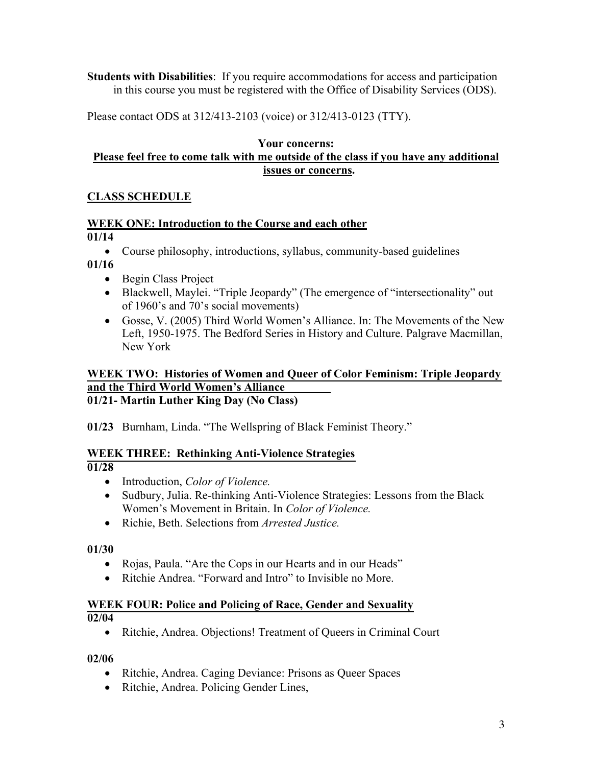**Students with Disabilities**: If you require accommodations for access and participation in this course you must be registered with the Office of Disability Services (ODS).

Please contact ODS at 312/413-2103 (voice) or 312/413-0123 (TTY).

**Your concerns:**

**<u>Please feel free to come talk with me outside of the class if you have any additional issues or concerns</u>.**

## <u>CLASS SCHEDULE</u>

### <u>WEEK ONE: Introduction to the Course and each other</u>

**01/14**

- Course philosophy, introductions, syllabus, community-based guidelines

**01/16**

- Begin Class Project
- Blackwell, Maylei. "Triple Jeopardy" (The emergence of "intersectionality" out of 1960's and 70's social movements)
- Gosse, V. (2005) Third World Women's Alliance. In: The Movements of the New Left, 1950-1975. The Bedford Series in History and Culture. Palgrave Macmillan, New York

### <u>WEEK TWO: Histories of Women and Queer of Color Feminism: Triple Jeopardy and the Third World Women's Alliance</u>

**01/21- Martin Luther King Day (No Class)**

**01/23** Burnham, Linda. "The Wellspring of Black Feminist Theory."

### <u>WEEK THREE: Rethinking Anti-Violence Strategies</u>

**01/28**

- Introduction, *Color of Violence.*
- Sudbury, Julia. Re-thinking Anti-Violence Strategies: Lessons from the Black Women's Movement in Britain. In *Color of Violence.*
- Richie, Beth. Selections from *Arrested Justice.*

**01/30**

- Rojas, Paula. "Are the Cops in our Hearts and in our Heads"
- Ritchie Andrea. "Forward and Intro" to Invisible no More.

### <u>WEEK FOUR: Police and Policing of Race, Gender and Sexuality</u>

**02/04**

- Ritchie, Andrea. Objections! Treatment of Queers in Criminal Court

**02/06**

- Ritchie, Andrea. Caging Deviance: Prisons as Queer Spaces
- Ritchie, Andrea. Policing Gender Lines,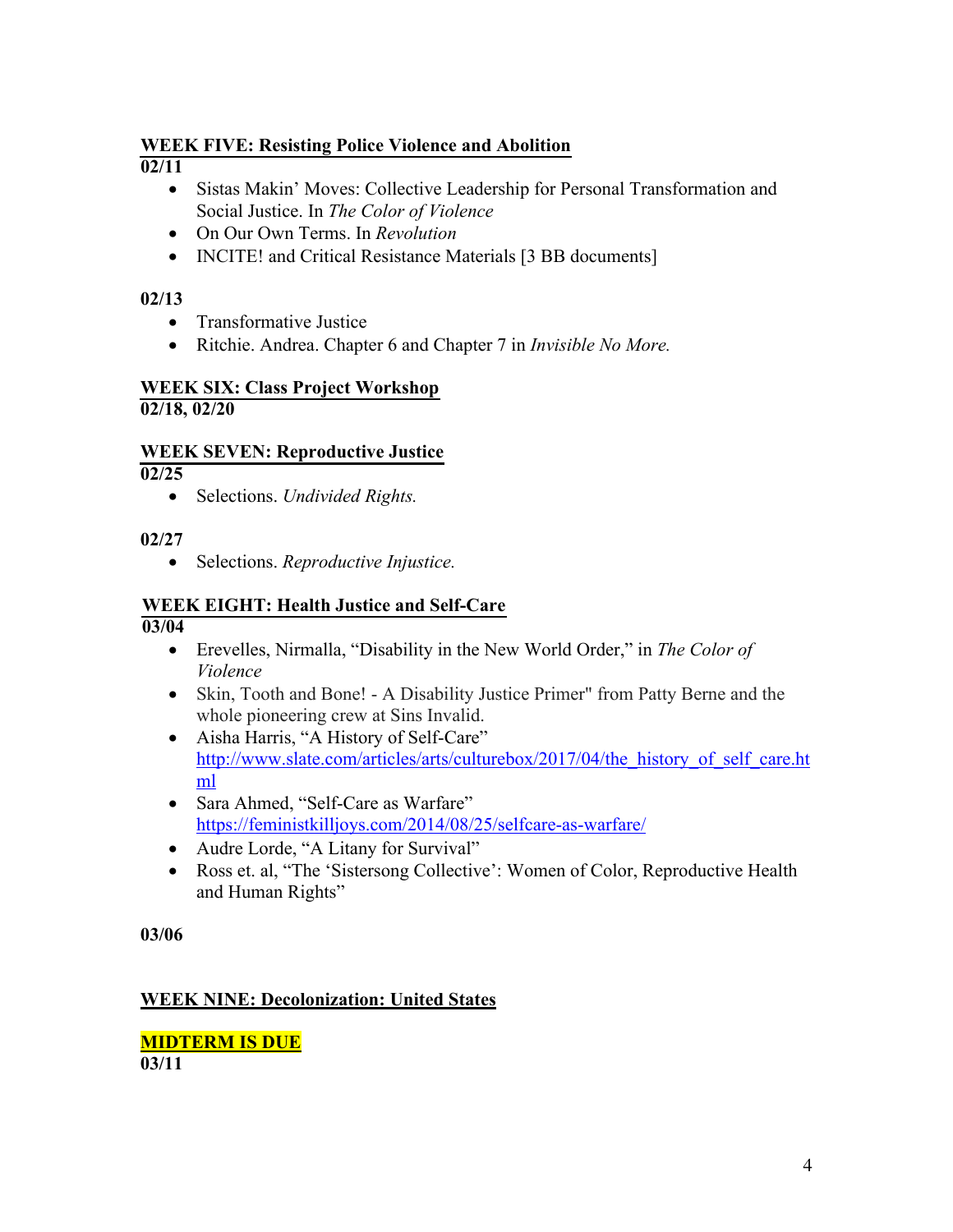**WEEK FIVE: Resisting Police Violence and Abolition**

**02/11**

- Sistas Makin' Moves: Collective Leadership for Personal Transformation and Social Justice. In *The Color of Violence*
- On Our Own Terms. In *Revolution*
- INCITE! and Critical Resistance Materials [3 BB documents]

**02/13**

- Transformative Justice
- Ritchie. Andrea. Chapter 6 and Chapter 7 in *Invisible No More.*

**WEEK SIX: Class Project Workshop**

**02/18, 02/20**

**WEEK SEVEN: Reproductive Justice**

**02/25**

- Selections. *Undivided Rights.*

**02/27**

- Selections. *Reproductive Injustice.*

**WEEK EIGHT: Health Justice and Self-Care**

**03/04**

- Erevelles, Nirmalla, "Disability in the New World Order," in *The Color of Violence*
- Skin, Tooth and Bone! - A Disability Justice Primer" from Patty Berne and the whole pioneering crew at Sins Invalid.
- Aisha Harris, "A History of Self-Care" http://www.slate.com/articles/arts/culturebox/2017/04/the_history_of_self_care.html
- Sara Ahmed, "Self-Care as Warfare" https://feministkilljoys.com/2014/08/25/selfcare-as-warfare/
- Audre Lorde, "A Litany for Survival"
- Ross et. al, "The 'Sistersong Collective': Women of Color, Reproductive Health and Human Rights"

**03/06**

**WEEK NINE: Decolonization: United States**

**MIDTERM IS DUE**

**03/11**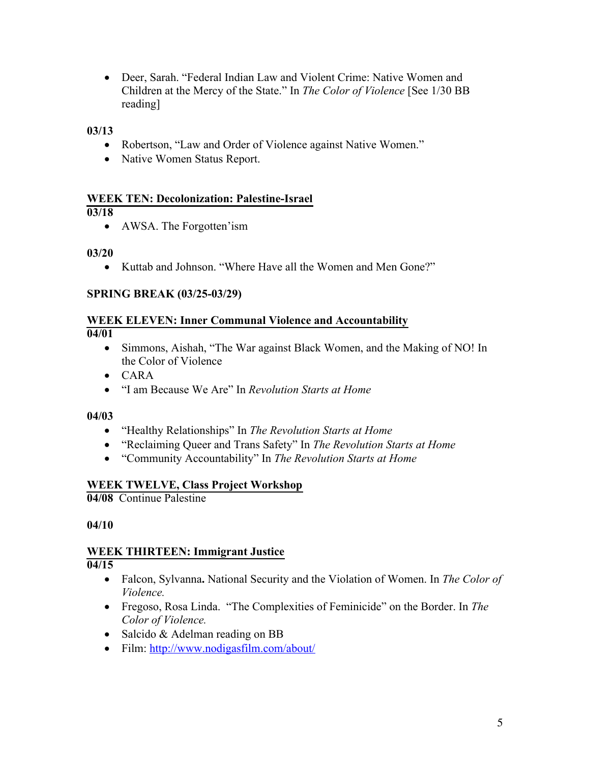- Deer, Sarah. "Federal Indian Law and Violent Crime: Native Women and Children at the Mercy of the State." In *The Color of Violence* [See 1/30 BB reading]

**03/13**

- Robertson, "Law and Order of Violence against Native Women."
- Native Women Status Report.

**WEEK TEN: Decolonization: Palestine-Israel**

**03/18**

- AWSA. The Forgotten'ism

**03/20**

- Kuttab and Johnson. "Where Have all the Women and Men Gone?"

**SPRING BREAK (03/25-03/29)**

**WEEK ELEVEN: Inner Communal Violence and Accountability**

**04/01**

- Simmons, Aishah, "The War against Black Women, and the Making of NO! In the Color of Violence
- CARA
- "I am Because We Are" In *Revolution Starts at Home*

**04/03**

- "Healthy Relationships" In *The Revolution Starts at Home*
- "Reclaiming Queer and Trans Safety" In *The Revolution Starts at Home*
- "Community Accountability" In *The Revolution Starts at Home*

**WEEK TWELVE, Class Project Workshop**

**04/08** Continue Palestine

**04/10**

**WEEK THIRTEEN: Immigrant Justice**

**04/15**

- Falcon, Sylvanna**.** National Security and the Violation of Women. In *The Color of Violence.*
- Fregoso, Rosa Linda. "The Complexities of Feminicide" on the Border. In *The Color of Violence.*
- Salcido & Adelman reading on BB
- Film: http://www.nodigasfilm.com/about/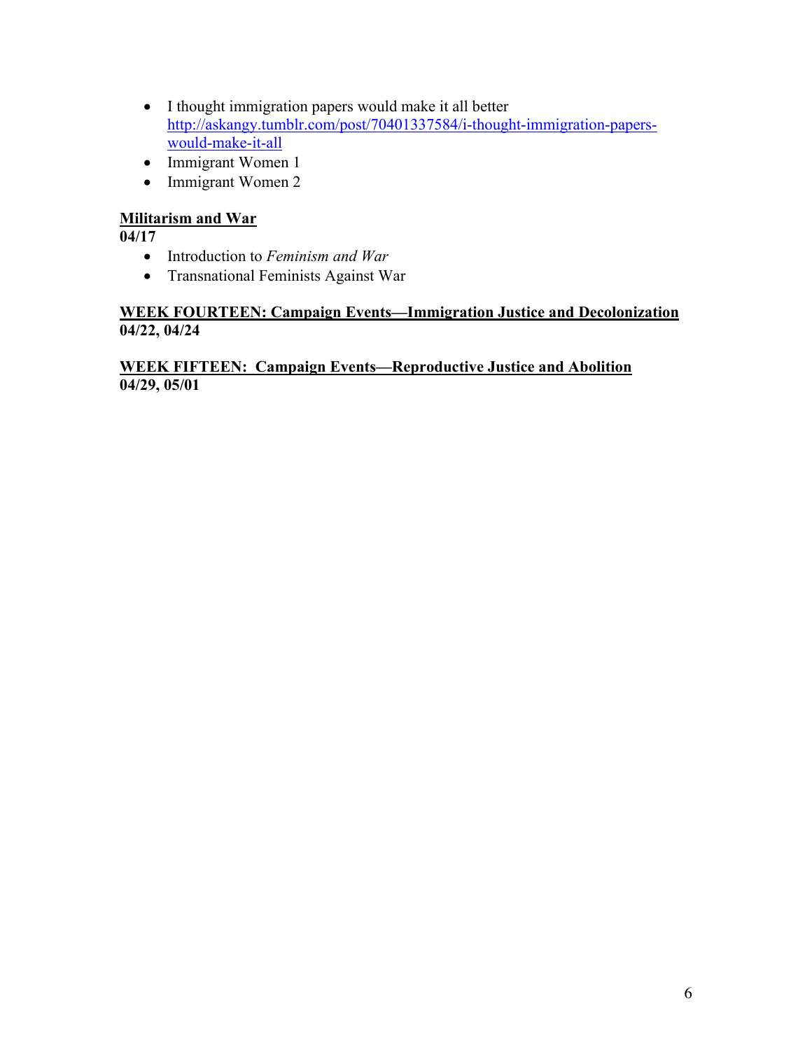- I thought immigration papers would make it all better http://askangy.tumblr.com/post/70401337584/i-thought-immigration-papers-would-make-it-all
- Immigrant Women 1
- Immigrant Women 2

**Militarism and War**

**04/17**

- Introduction to *Feminism and War*
- Transnational Feminists Against War

**WEEK FOURTEEN: Campaign Events—Immigration Justice and Decolonization**

**04/22, 04/24**

**WEEK FIFTEEN: Campaign Events—Reproductive Justice and Abolition**

**04/29, 05/01**